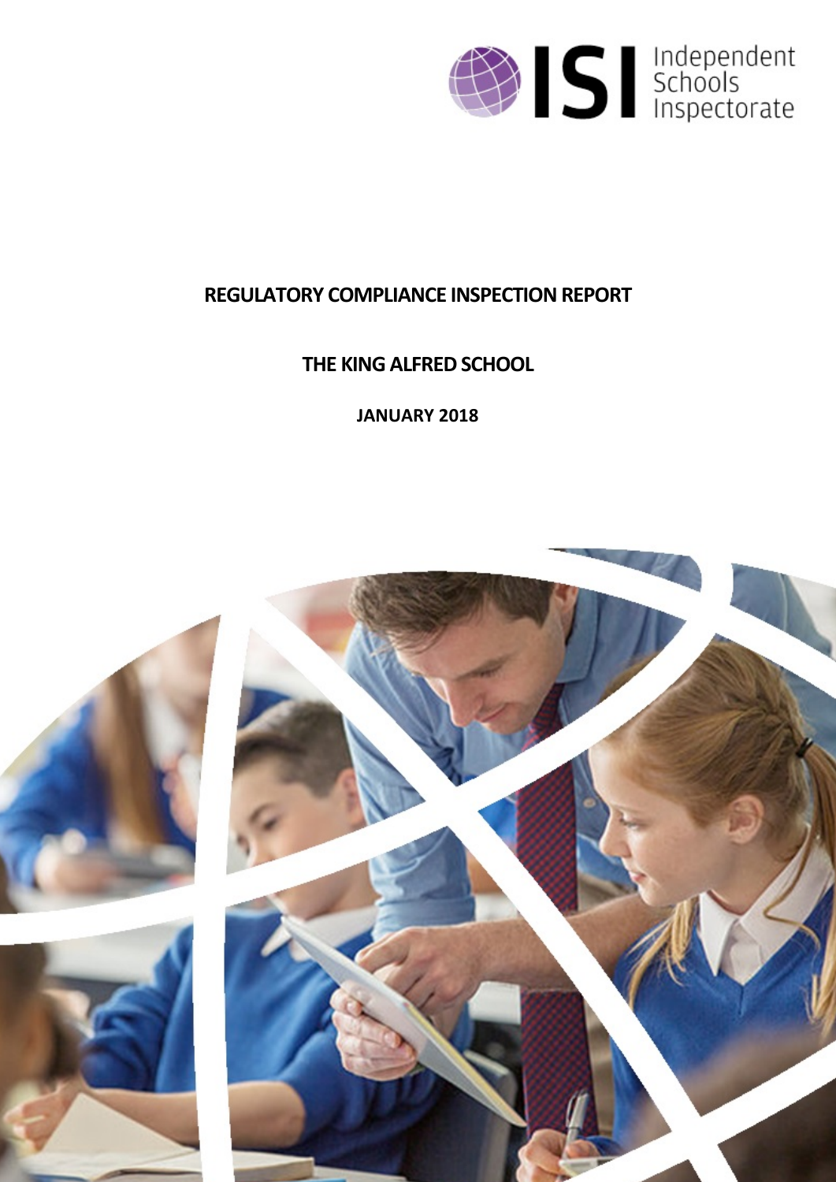# REGULATORY COMPLIANCE INSPECTION REPORT

## THE KING ALFRED SCHOOL

**JANUARY 2018**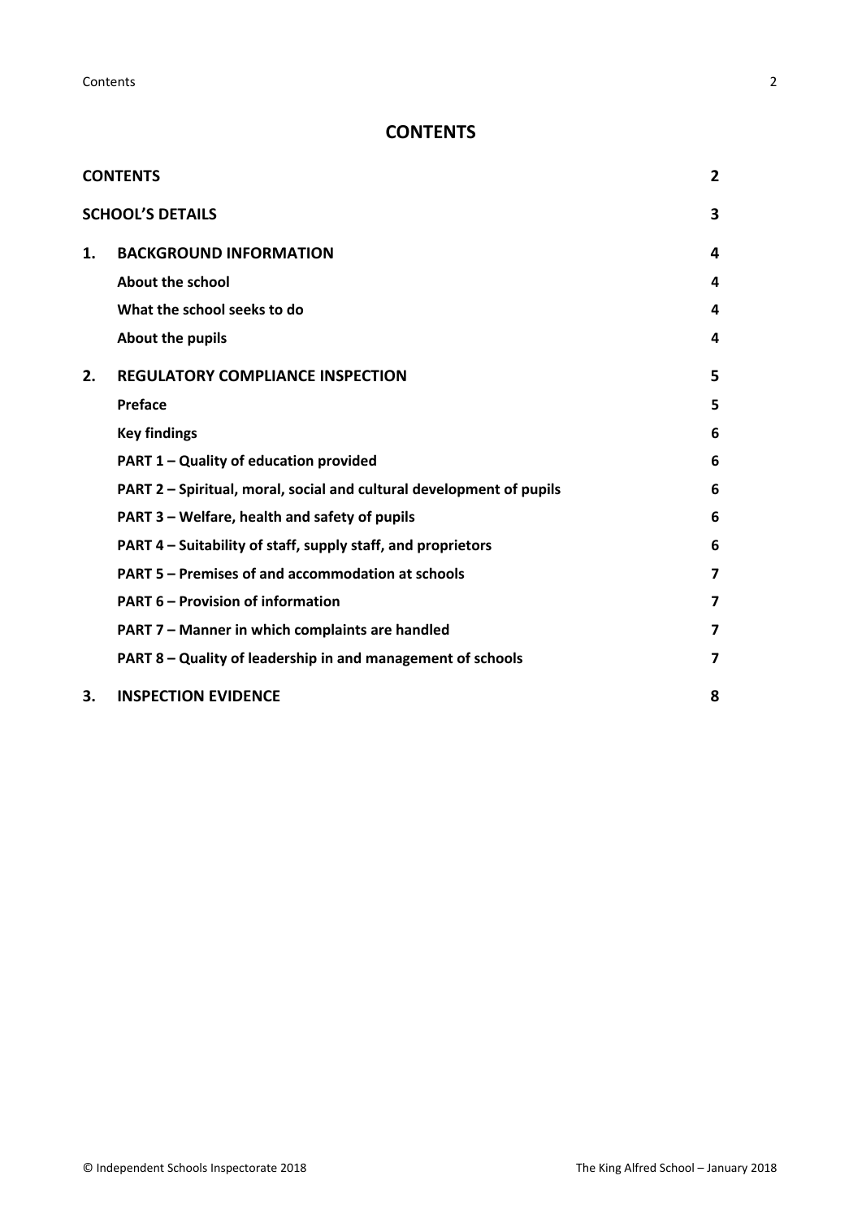# CONTENTS

| | | |
|---|---|---|
| **CONTENTS** | | **2** |
| **SCHOOL'S DETAILS** | | **3** |
| **1.** | **BACKGROUND INFORMATION** | **4** |
| | **About the school** | **4** |
| | **What the school seeks to do** | **4** |
| | **About the pupils** | **4** |
| **2.** | **REGULATORY COMPLIANCE INSPECTION** | **5** |
| | **Preface** | **5** |
| | **Key findings** | **6** |
| | **PART 1 – Quality of education provided** | **6** |
| | **PART 2 – Spiritual, moral, social and cultural development of pupils** | **6** |
| | **PART 3 – Welfare, health and safety of pupils** | **6** |
| | **PART 4 – Suitability of staff, supply staff, and proprietors** | **6** |
| | **PART 5 – Premises of and accommodation at schools** | **7** |
| | **PART 6 – Provision of information** | **7** |
| | **PART 7 – Manner in which complaints are handled** | **7** |
| | **PART 8 – Quality of leadership in and management of schools** | **7** |
| **3.** | **INSPECTION EVIDENCE** | **8** |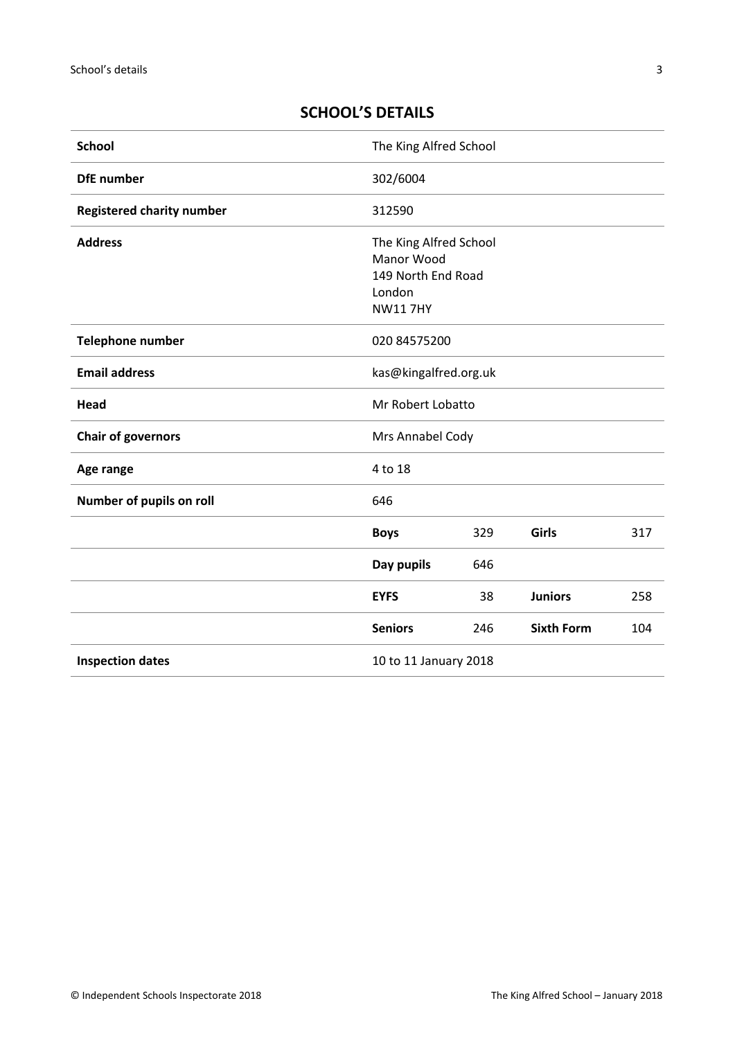## SCHOOL'S DETAILS

| | | | | |
|---|---|---|---|---|
| **School** | The King Alfred School | | | |
| **DfE number** | 302/6004 | | | |
| **Registered charity number** | 312590 | | | |
| **Address** | The King Alfred School<br>Manor Wood<br>149 North End Road<br>London<br>NW11 7HY | | | |
| **Telephone number** | 020 84575200 | | | |
| **Email address** | kas@kingalfred.org.uk | | | |
| **Head** | Mr Robert Lobatto | | | |
| **Chair of governors** | Mrs Annabel Cody | | | |
| **Age range** | 4 to 18 | | | |
| **Number of pupils on roll** | 646 | | | |
| | **Boys** | 329 | **Girls** | 317 |
| | **Day pupils** | 646 | | |
| | **EYFS** | 38 | **Juniors** | 258 |
| | **Seniors** | 246 | **Sixth Form** | 104 |
| **Inspection dates** | 10 to 11 January 2018 | | | |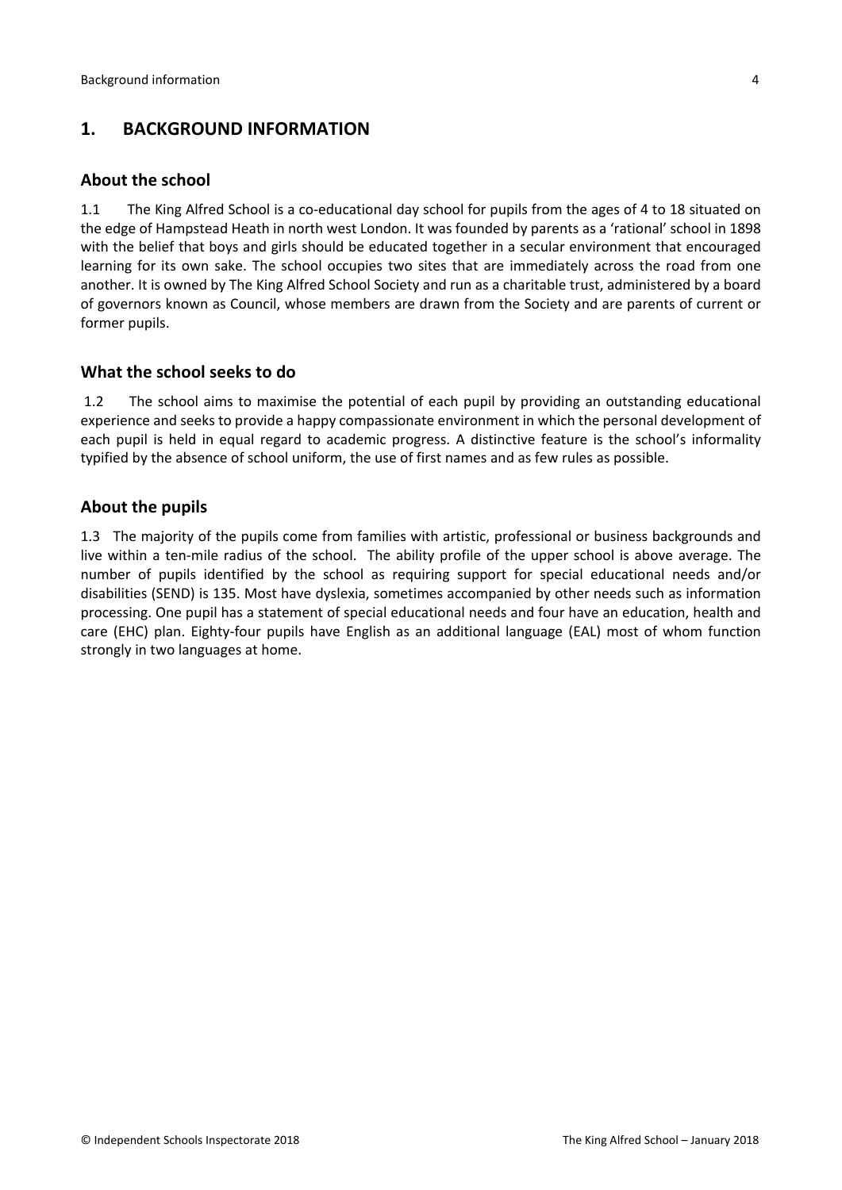## 1. BACKGROUND INFORMATION

### About the school

1.1 The King Alfred School is a co-educational day school for pupils from the ages of 4 to 18 situated on the edge of Hampstead Heath in north west London. It was founded by parents as a 'rational' school in 1898 with the belief that boys and girls should be educated together in a secular environment that encouraged learning for its own sake. The school occupies two sites that are immediately across the road from one another. It is owned by The King Alfred School Society and run as a charitable trust, administered by a board of governors known as Council, whose members are drawn from the Society and are parents of current or former pupils.

### What the school seeks to do

1.2 The school aims to maximise the potential of each pupil by providing an outstanding educational experience and seeks to provide a happy compassionate environment in which the personal development of each pupil is held in equal regard to academic progress. A distinctive feature is the school's informality typified by the absence of school uniform, the use of first names and as few rules as possible.

### About the pupils

1.3 The majority of the pupils come from families with artistic, professional or business backgrounds and live within a ten-mile radius of the school. The ability profile of the upper school is above average. The number of pupils identified by the school as requiring support for special educational needs and/or disabilities (SEND) is 135. Most have dyslexia, sometimes accompanied by other needs such as information processing. One pupil has a statement of special educational needs and four have an education, health and care (EHC) plan. Eighty-four pupils have English as an additional language (EAL) most of whom function strongly in two languages at home.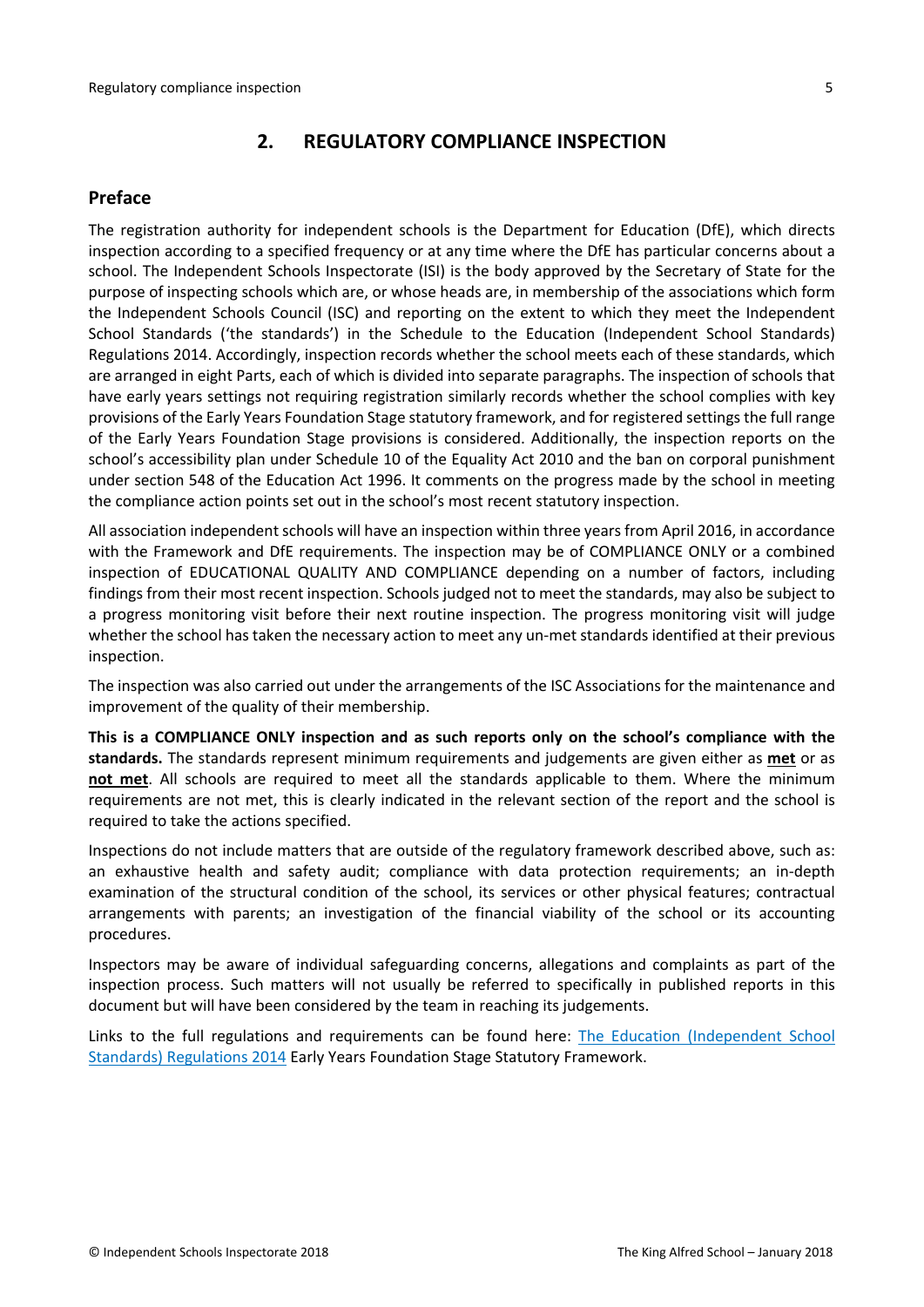## 2. REGULATORY COMPLIANCE INSPECTION

### Preface

The registration authority for independent schools is the Department for Education (DfE), which directs inspection according to a specified frequency or at any time where the DfE has particular concerns about a school. The Independent Schools Inspectorate (ISI) is the body approved by the Secretary of State for the purpose of inspecting schools which are, or whose heads are, in membership of the associations which form the Independent Schools Council (ISC) and reporting on the extent to which they meet the Independent School Standards ('the standards') in the Schedule to the Education (Independent School Standards) Regulations 2014. Accordingly, inspection records whether the school meets each of these standards, which are arranged in eight Parts, each of which is divided into separate paragraphs. The inspection of schools that have early years settings not requiring registration similarly records whether the school complies with key provisions of the Early Years Foundation Stage statutory framework, and for registered settings the full range of the Early Years Foundation Stage provisions is considered. Additionally, the inspection reports on the school's accessibility plan under Schedule 10 of the Equality Act 2010 and the ban on corporal punishment under section 548 of the Education Act 1996. It comments on the progress made by the school in meeting the compliance action points set out in the school's most recent statutory inspection.

All association independent schools will have an inspection within three years from April 2016, in accordance with the Framework and DfE requirements. The inspection may be of COMPLIANCE ONLY or a combined inspection of EDUCATIONAL QUALITY AND COMPLIANCE depending on a number of factors, including findings from their most recent inspection. Schools judged not to meet the standards, may also be subject to a progress monitoring visit before their next routine inspection. The progress monitoring visit will judge whether the school has taken the necessary action to meet any un-met standards identified at their previous inspection.

The inspection was also carried out under the arrangements of the ISC Associations for the maintenance and improvement of the quality of their membership.

**This is a COMPLIANCE ONLY inspection and as such reports only on the school's compliance with the standards.** The standards represent minimum requirements and judgements are given either as **met** or as **not met**. All schools are required to meet all the standards applicable to them. Where the minimum requirements are not met, this is clearly indicated in the relevant section of the report and the school is required to take the actions specified.

Inspections do not include matters that are outside of the regulatory framework described above, such as: an exhaustive health and safety audit; compliance with data protection requirements; an in-depth examination of the structural condition of the school, its services or other physical features; contractual arrangements with parents; an investigation of the financial viability of the school or its accounting procedures.

Inspectors may be aware of individual safeguarding concerns, allegations and complaints as part of the inspection process. Such matters will not usually be referred to specifically in published reports in this document but will have been considered by the team in reaching its judgements.

Links to the full regulations and requirements can be found here: The Education (Independent School Standards) Regulations 2014 Early Years Foundation Stage Statutory Framework.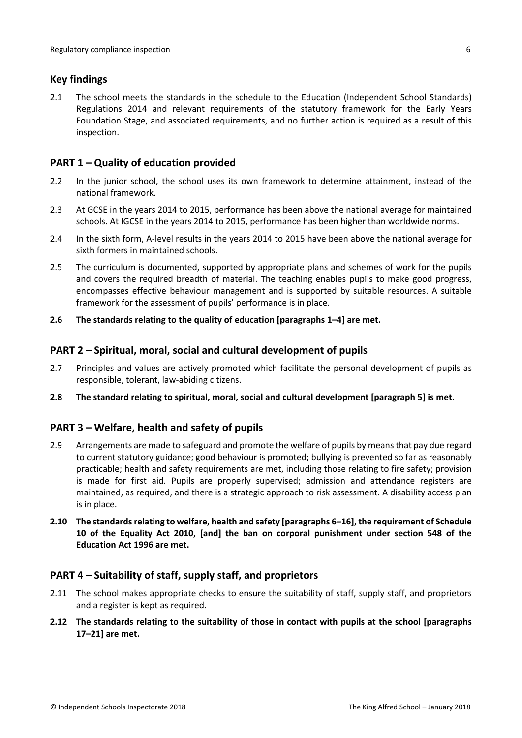## Key findings

2.1 The school meets the standards in the schedule to the Education (Independent School Standards) Regulations 2014 and relevant requirements of the statutory framework for the Early Years Foundation Stage, and associated requirements, and no further action is required as a result of this inspection.

## PART 1 – Quality of education provided

2.2 In the junior school, the school uses its own framework to determine attainment, instead of the national framework.

2.3 At GCSE in the years 2014 to 2015, performance has been above the national average for maintained schools. At IGCSE in the years 2014 to 2015, performance has been higher than worldwide norms.

2.4 In the sixth form, A-level results in the years 2014 to 2015 have been above the national average for sixth formers in maintained schools.

2.5 The curriculum is documented, supported by appropriate plans and schemes of work for the pupils and covers the required breadth of material. The teaching enables pupils to make good progress, encompasses effective behaviour management and is supported by suitable resources. A suitable framework for the assessment of pupils' performance is in place.

**2.6 The standards relating to the quality of education [paragraphs 1–4] are met.**

## PART 2 – Spiritual, moral, social and cultural development of pupils

2.7 Principles and values are actively promoted which facilitate the personal development of pupils as responsible, tolerant, law-abiding citizens.

**2.8 The standard relating to spiritual, moral, social and cultural development [paragraph 5] is met.**

## PART 3 – Welfare, health and safety of pupils

2.9 Arrangements are made to safeguard and promote the welfare of pupils by means that pay due regard to current statutory guidance; good behaviour is promoted; bullying is prevented so far as reasonably practicable; health and safety requirements are met, including those relating to fire safety; provision is made for first aid. Pupils are properly supervised; admission and attendance registers are maintained, as required, and there is a strategic approach to risk assessment. A disability access plan is in place.

**2.10 The standards relating to welfare, health and safety [paragraphs 6–16], the requirement of Schedule 10 of the Equality Act 2010, [and] the ban on corporal punishment under section 548 of the Education Act 1996 are met.**

## PART 4 – Suitability of staff, supply staff, and proprietors

2.11 The school makes appropriate checks to ensure the suitability of staff, supply staff, and proprietors and a register is kept as required.

**2.12 The standards relating to the suitability of those in contact with pupils at the school [paragraphs 17–21] are met.**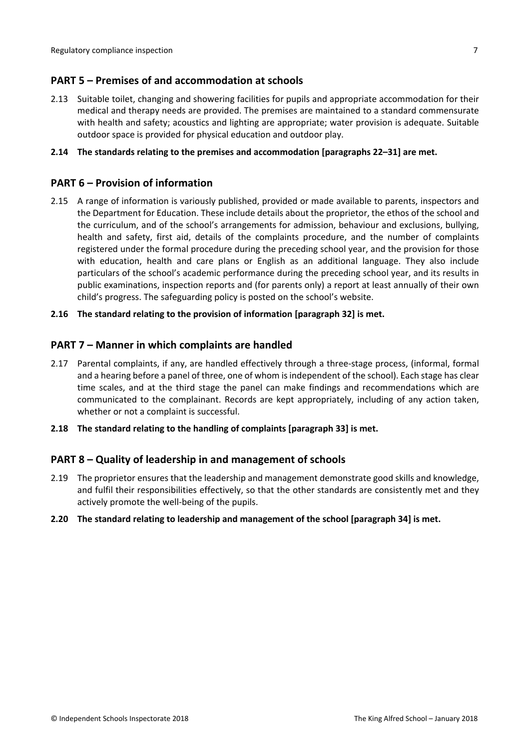## PART 5 – Premises of and accommodation at schools

2.13 Suitable toilet, changing and showering facilities for pupils and appropriate accommodation for their medical and therapy needs are provided. The premises are maintained to a standard commensurate with health and safety; acoustics and lighting are appropriate; water provision is adequate. Suitable outdoor space is provided for physical education and outdoor play.

**2.14 The standards relating to the premises and accommodation [paragraphs 22–31] are met.**

## PART 6 – Provision of information

2.15 A range of information is variously published, provided or made available to parents, inspectors and the Department for Education. These include details about the proprietor, the ethos of the school and the curriculum, and of the school's arrangements for admission, behaviour and exclusions, bullying, health and safety, first aid, details of the complaints procedure, and the number of complaints registered under the formal procedure during the preceding school year, and the provision for those with education, health and care plans or English as an additional language. They also include particulars of the school's academic performance during the preceding school year, and its results in public examinations, inspection reports and (for parents only) a report at least annually of their own child's progress. The safeguarding policy is posted on the school's website.

**2.16 The standard relating to the provision of information [paragraph 32] is met.**

## PART 7 – Manner in which complaints are handled

2.17 Parental complaints, if any, are handled effectively through a three-stage process, (informal, formal and a hearing before a panel of three, one of whom is independent of the school). Each stage has clear time scales, and at the third stage the panel can make findings and recommendations which are communicated to the complainant. Records are kept appropriately, including of any action taken, whether or not a complaint is successful.

**2.18 The standard relating to the handling of complaints [paragraph 33] is met.**

## PART 8 – Quality of leadership in and management of schools

2.19 The proprietor ensures that the leadership and management demonstrate good skills and knowledge, and fulfil their responsibilities effectively, so that the other standards are consistently met and they actively promote the well-being of the pupils.

**2.20 The standard relating to leadership and management of the school [paragraph 34] is met.**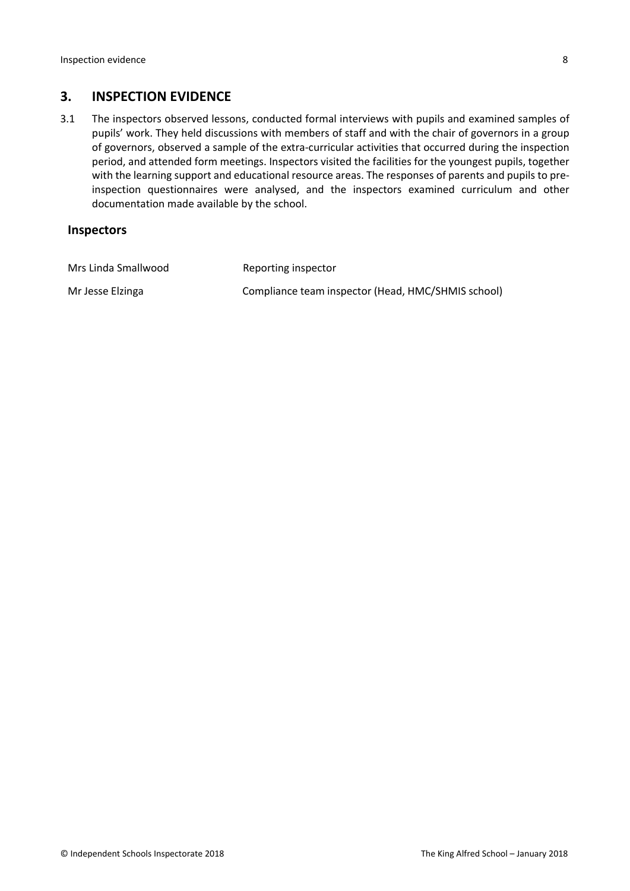## 3. INSPECTION EVIDENCE

3.1 The inspectors observed lessons, conducted formal interviews with pupils and examined samples of pupils' work. They held discussions with members of staff and with the chair of governors in a group of governors, observed a sample of the extra-curricular activities that occurred during the inspection period, and attended form meetings. Inspectors visited the facilities for the youngest pupils, together with the learning support and educational resource areas. The responses of parents and pupils to pre-inspection questionnaires were analysed, and the inspectors examined curriculum and other documentation made available by the school.

### Inspectors

| | |
|---|---|
| Mrs Linda Smallwood | Reporting inspector |
| Mr Jesse Elzinga | Compliance team inspector (Head, HMC/SHMIS school) |